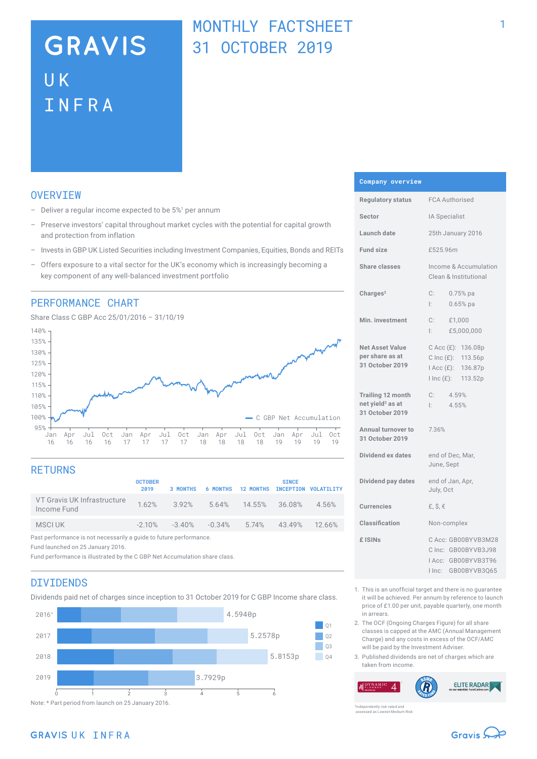# GRAVIS UK INFRA

## MONTHLY FACTSHEET 31 OCTOBER 2019

## OVERVIEW

- Deliver a regular income expected to be 5%[1] per annum
- Preserve investors' capital throughout market cycles with the potential for capital growth and protection from inflation
- Invests in GBP UK Listed Securities including Investment Companies, Equities, Bonds and REITs
- Offers exposure to a vital sector for the UK's economy which is increasingly becoming a key component of any well-balanced investment portfolio

## PERFORMANCE CHART

Share Class C GBP Acc 25/01/2016 – 31/10/19

— C GBP Net Accumulation

## RETURNS

| | OCTOBER 2019 | 3 MONTHS | 6 MONTHS | 12 MONTHS | SINCE INCEPTION | VOLATILITY |
|---|---|---|---|---|---|---|
| VT Gravis UK Infrastructure Income Fund | 1.62% | 3.92% | 5.64% | 14.55% | 36.08% | 4.56% |
| MSCI UK | -2.10% | -3.40% | -0.34% | 5.74% | 43.49% | 12.66% |

Past performance is not necessarily a guide to future performance.

Fund launched on 25 January 2016.

Fund performance is illustrated by the C GBP Net Accumulation share class.

## DIVIDENDS

Dividends paid net of charges since inception to 31 October 2019 for C GBP Income share class.

| Year | Total |
|---|---|
| 2016* | 4.5940p |
| 2017 | 5.2578p |
| 2018 | 5.8153p |
| 2019 | 3.7929p |

Note: * Part period from launch on 25 January 2016.

## Company overview

| | |
|---|---|
| **Regulatory status** | FCA Authorised |
| **Sector** | IA Specialist |
| **Launch date** | 25th January 2016 |
| **Fund size** | £525.96m |
| **Share classes** | Income & Accumulation, Clean & Institutional |
| **Charges**[2] | C: 0.75% pa; I: 0.65% pa |
| **Min. investment** | C: £1,000; I: £5,000,000 |
| **Net Asset Value per share as at 31 October 2019** | C Acc (£): 136.08p; C Inc (£): 113.56p; I Acc (£): 136.87p; I Inc (£): 113.52p |
| **Trailing 12 month net yield**[3] **as at 31 October 2019** | C: 4.59%; I: 4.55% |
| **Annual turnover to 31 October 2019** | 7.36% |
| **Dividend ex dates** | end of Dec, Mar, June, Sept |
| **Dividend pay dates** | end of Jan, Apr, July, Oct |
| **Currencies** | £, $, € |
| **Classification** | Non-complex |
| **£ ISINs** | C Acc: GB00BYVB3M28; C Inc: GB00BYVB3J98; I Acc: GB00BYVB3T96; I Inc: GB00BYVB3Q65 |

1. This is an unofficial target and there is no guarantee it will be achieved. Per annum by reference to launch price of £1.00 per unit, payable quarterly, one month in arrears.
2. The OCF (Ongoing Charges Figure) for all share classes is capped at the AMC (Annual Management Charge) and any costs in excess of the OCF/AMC will be paid by the Investment Adviser.
3. Published dividends are net of charges which are taken from income.

¹Independently risk-rated and assessed as Lowest Medium Risk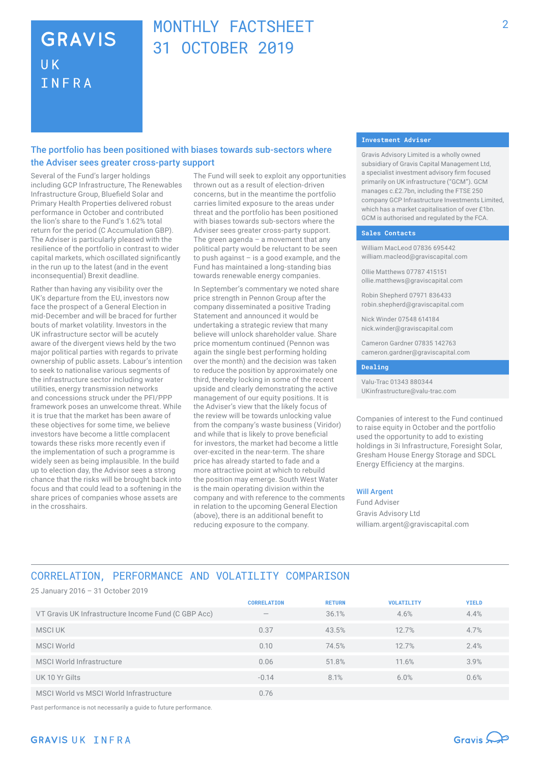# GRAVIS UK INFRA

# MONTHLY FACTSHEET 31 OCTOBER 2019

## The portfolio has been positioned with biases towards sub-sectors where the Adviser sees greater cross-party support

Several of the Fund's larger holdings including GCP Infrastructure, The Renewables Infrastructure Group, Bluefield Solar and Primary Health Properties delivered robust performance in October and contributed the lion's share to the Fund's 1.62% total return for the period (C Accumulation GBP). The Adviser is particularly pleased with the resilience of the portfolio in contrast to wider capital markets, which oscillated significantly in the run up to the latest (and in the event inconsequential) Brexit deadline.

Rather than having any visibility over the UK's departure from the EU, investors now face the prospect of a General Election in mid-December and will be braced for further bouts of market volatility. Investors in the UK infrastructure sector will be acutely aware of the divergent views held by the two major political parties with regards to private ownership of public assets. Labour's intention to seek to nationalise various segments of the infrastructure sector including water utilities, energy transmission networks and concessions struck under the PFI/PPP framework poses an unwelcome threat. While it is true that the market has been aware of these objectives for some time, we believe investors have become a little complacent towards these risks more recently even if the implementation of such a programme is widely seen as being implausible. In the build up to election day, the Advisor sees a strong chance that the risks will be brought back into focus and that could lead to a softening in the share prices of companies whose assets are in the crosshairs.

The Fund will seek to exploit any opportunities thrown out as a result of election-driven concerns, but in the meantime the portfolio carries limited exposure to the areas under threat and the portfolio has been positioned with biases towards sub-sectors where the Adviser sees greater cross-party support. The green agenda – a movement that any political party would be reluctant to be seen to push against – is a good example, and the Fund has maintained a long-standing bias towards renewable energy companies.

In September's commentary we noted share price strength in Pennon Group after the company disseminated a positive Trading Statement and announced it would be undertaking a strategic review that many believe will unlock shareholder value. Share price momentum continued (Pennon was again the single best performing holding over the month) and the decision was taken to reduce the position by approximately one third, thereby locking in some of the recent upside and clearly demonstrating the active management of our equity positions. It is the Adviser's view that the likely focus of the review will be towards unlocking value from the company's waste business (Viridor) and while that is likely to prove beneficial for investors, the market had become a little over-excited in the near-term. The share price has already started to fade and a more attractive point at which to rebuild the position may emerge. South West Water is the main operating division within the company and with reference to the comments in relation to the upcoming General Election (above), there is an additional benefit to reducing exposure to the company.

Companies of interest to the Fund continued to raise equity in October and the portfolio used the opportunity to add to existing holdings in 3i Infrastructure, Foresight Solar, Gresham House Energy Storage and SDCL Energy Efficiency at the margins.

**Will Argent**
Fund Adviser
Gravis Advisory Ltd
william.argent@graviscapital.com

### Investment Adviser

Gravis Advisory Limited is a wholly owned subsidiary of Gravis Capital Management Ltd, a specialist investment advisory firm focused primarily on UK infrastructure ("GCM"). GCM manages c.£2.7bn, including the FTSE 250 company GCP Infrastructure Investments Limited, which has a market capitalisation of over £1bn. GCM is authorised and regulated by the FCA.

### Sales Contacts

William MacLeod 07836 695442
william.macleod@graviscapital.com

Ollie Matthews 07787 415151
ollie.matthews@graviscapital.com

Robin Shepherd 07971 836433
robin.shepherd@graviscapital.com

Nick Winder 07548 614184
nick.winder@graviscapital.com

Cameron Gardner 07835 142763
cameron.gardner@graviscapital.com

### Dealing

Valu-Trac 01343 880344
UKinfrastructure@valu-trac.com

## CORRELATION, PERFORMANCE AND VOLATILITY COMPARISON

25 January 2016 – 31 October 2019

| | CORRELATION | RETURN | VOLATILITY | YIELD |
|---|---|---|---|---|
| VT Gravis UK Infrastructure Income Fund (C GBP Acc) | – | 36.1% | 4.6% | 4.4% |
| MSCI UK | 0.37 | 43.5% | 12.7% | 4.7% |
| MSCI World | 0.10 | 74.5% | 12.7% | 2.4% |
| MSCI World Infrastructure | 0.06 | 51.8% | 11.6% | 3.9% |
| UK 10 Yr Gilts | -0.14 | 8.1% | 6.0% | 0.6% |
| MSCI World vs MSCI World Infrastructure | 0.76 | | | |

Past performance is not necessarily a guide to future performance.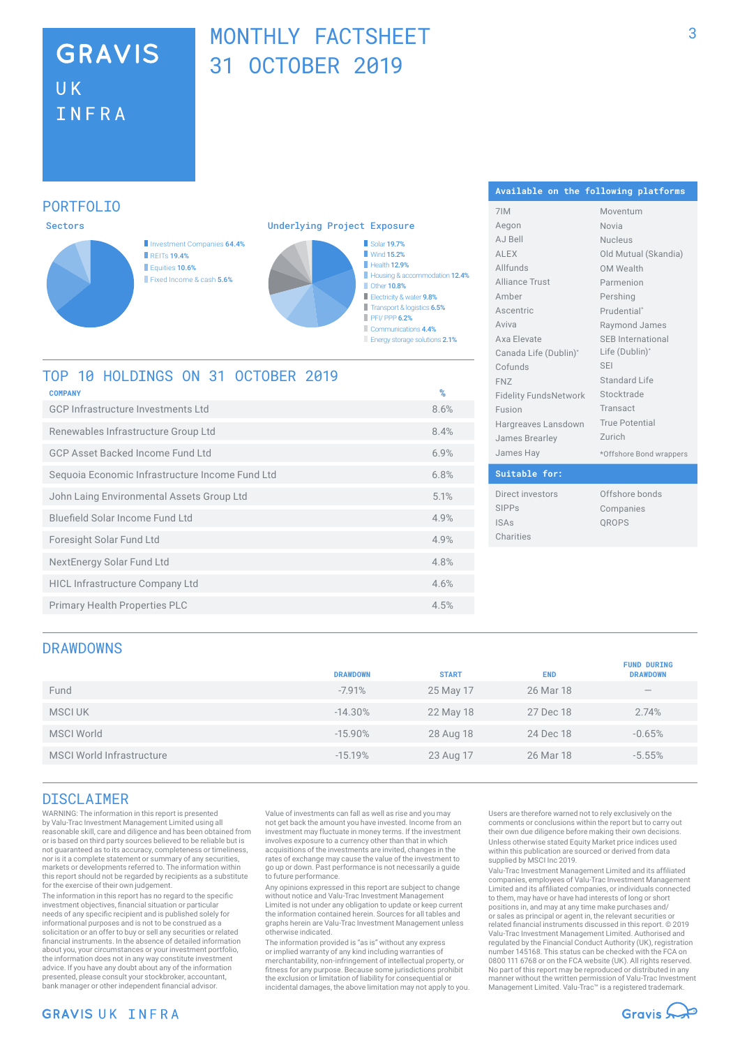# GRAVIS UK INFRA

# MONTHLY FACTSHEET 31 OCTOBER 2019

## PORTFOLIO

### Sectors

Investment Companies 64.4%
REITs 19.4%
Equities 10.6%
Fixed Income & cash 5.6%

### Underlying Project Exposure

Solar 19.7%
Wind 15.2%
Health 12.9%
Housing & accommodation 12.4%
Other 10.8%
Electricity & water 9.8%
Transport & logistics 6.5%
PFI/ PPP 6.2%
Communications 4.4%
Energy storage solutions 2.1%

## TOP 10 HOLDINGS ON 31 OCTOBER 2019

| COMPANY | % |
|---|---|
| GCP Infrastructure Investments Ltd | 8.6% |
| Renewables Infrastructure Group Ltd | 8.4% |
| GCP Asset Backed Income Fund Ltd | 6.9% |
| Sequoia Economic Infrastructure Income Fund Ltd | 6.8% |
| John Laing Environmental Assets Group Ltd | 5.1% |
| Bluefield Solar Income Fund Ltd | 4.9% |
| Foresight Solar Fund Ltd | 4.9% |
| NextEnergy Solar Fund Ltd | 4.8% |
| HICL Infrastructure Company Ltd | 4.6% |
| Primary Health Properties PLC | 4.5% |

### Available on the following platforms

7IM
Aegon
AJ Bell
ALEX
Allfunds
Alliance Trust
Amber
Ascentric
Aviva
Axa Elevate
Canada Life (Dublin)*
Cofunds
FNZ
Fidelity FundsNetwork
Fusion
Hargreaves Lansdown
James Brearley
James Hay
Moventum
Novia
Nucleus
Old Mutual (Skandia)
OM Wealth
Parmenion
Pershing
Prudential*
Raymond James
SEB International Life (Dublin)*
SEI
Standard Life
Stocktrade
Transact
True Potential
Zurich

*Offshore Bond wrappers

### Suitable for:

Direct investors
SIPPs
ISAs
Charities
Offshore bonds
Companies
QROPS

## DRAWDOWNS

| | DRAWDOWN | START | END | FUND DURING DRAWDOWN |
|---|---|---|---|---|
| Fund | -7.91% | 25 May 17 | 26 Mar 18 | — |
| MSCI UK | -14.30% | 22 May 18 | 27 Dec 18 | 2.74% |
| MSCI World | -15.90% | 28 Aug 18 | 24 Dec 18 | -0.65% |
| MSCI World Infrastructure | -15.19% | 23 Aug 17 | 26 Mar 18 | -5.55% |

## DISCLAIMER

WARNING: The information in this report is presented by Valu-Trac Investment Management Limited using all reasonable skill, care and diligence and has been obtained from or is based on third party sources believed to be reliable but is not guaranteed as to its accuracy, completeness or timeliness, nor is it a complete statement or summary of any securities, markets or developments referred to. The information within this report should not be regarded by recipients as a substitute for the exercise of their own judgement.

The information in this report has no regard to the specific investment objectives, financial situation or particular needs of any specific recipient and is published solely for informational purposes and is not to be construed as a solicitation or an offer to buy or sell any securities or related financial instruments. In the absence of detailed information about you, your circumstances or your investment portfolio, the information does not in any way constitute investment advice. If you have any doubt about any of the information presented, please consult your stockbroker, accountant, bank manager or other independent financial advisor.

Value of investments can fall as well as rise and you may not get back the amount you have invested. Income from an investment may fluctuate in money terms. If the investment involves exposure to a currency other than that in which acquisitions of the investments are invited, changes in the rates of exchange may cause the value of the investment to go up or down. Past performance is not necessarily a guide to future performance.

Any opinions expressed in this report are subject to change without notice and Valu-Trac Investment Management Limited is not under any obligation to update or keep current the information contained herein. Sources for all tables and graphs herein are Valu-Trac Investment Management unless otherwise indicated.

The information provided is "as is" without any express or implied warranty of any kind including warranties of merchantability, non-infringement of intellectual property, or fitness for any purpose. Because some jurisdictions prohibit the exclusion or limitation of liability for consequential or incidental damages, the above limitation may not apply to you.

Users are therefore warned not to rely exclusively on the comments or conclusions within the report but to carry out their own due diligence before making their own decisions.

Unless otherwise stated Equity Market price indices used within this publication are sourced or derived from data supplied by MSCI Inc 2019.

Valu-Trac Investment Management Limited and its affiliated companies, employees of Valu-Trac Investment Management Limited and its affiliated companies, or individuals connected to them, may have or have had interests of long or short positions in, and may at any time make purchases and/or sales as principal or agent in, the relevant securities or related financial instruments discussed in this report. © 2019 Valu-Trac Investment Management Limited. Authorised and regulated by the Financial Conduct Authority (UK), registration number 145168. This status can be checked with the FCA on 0800 111 6768 or on the FCA website (UK). All rights reserved. No part of this report may be reproduced or distributed in any manner without the written permission of Valu-Trac Investment Management Limited. Valu-Trac™ is a registered trademark.